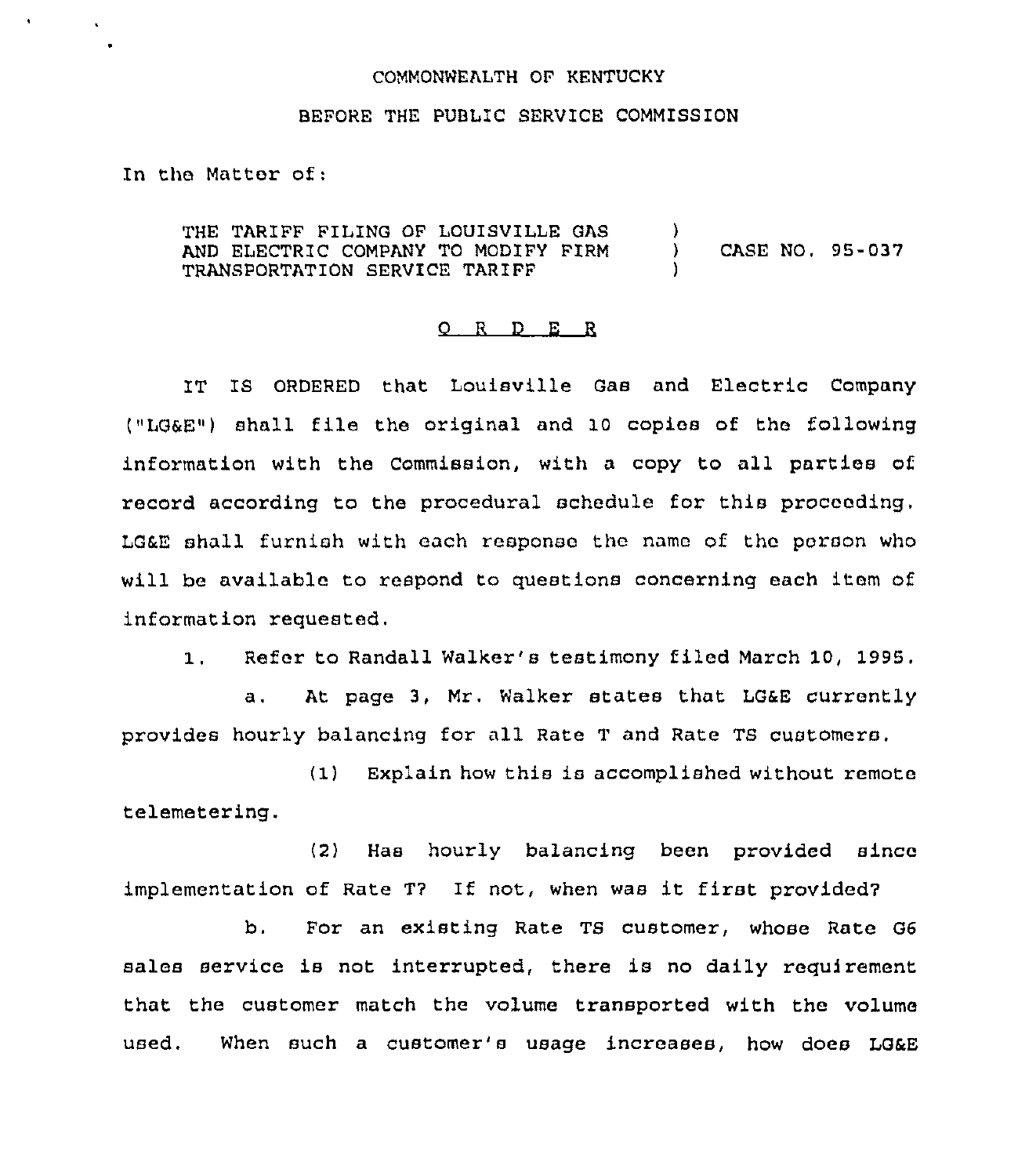COMMONWEALTH OF KENTUCKY

BEFORE THE PUBLIC SERVICE COMMISSION

In the Matter of:

| | | |
|---|---|---|
| THE TARIFF FILING OF LOUISVILLE GAS AND ELECTRIC COMPANY TO MODIFY FIRM TRANSPORTATION SERVICE TARIFF | ) ) ) | CASE NO. 95-037 |

O R D E R

IT IS ORDERED that Louisville Gas and Electric Company ("LG&E") shall file the original and 10 copies of the following information with the Commission, with a copy to all parties of record according to the procedural schedule for this proceeding. LG&E shall furnish with each response the name of the person who will be available to respond to questions concerning each item of information requested.

1. Refer to Randall Walker's testimony filed March 10, 1995.

   a. At page 3, Mr. Walker states that LG&E currently provides hourly balancing for all Rate T and Rate TS customers.

      (1) Explain how this is accomplished without remote telemetering.

      (2) Has hourly balancing been provided since implementation of Rate T? If not, when was it first provided?

   b. For an existing Rate TS customer, whose Rate G6 sales service is not interrupted, there is no daily requirement that the customer match the volume transported with the volume used. When such a customer's usage increases, how does LG&E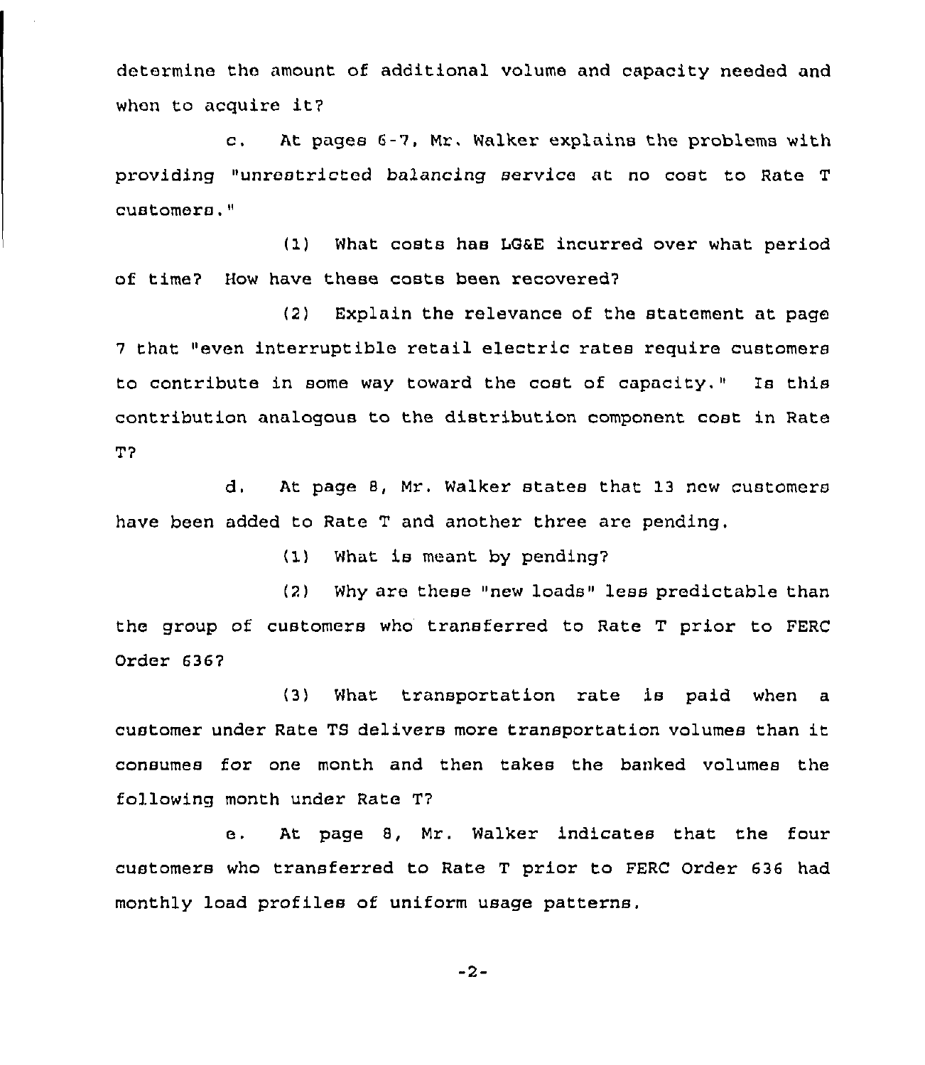determine the amount of additional volume and capacity needed and when to acquire it?

c. At pages 6-7, Mr. Walker explains the problems with providing "unrestricted balancing service at no cost to Rate T customers."

(1) What costs has LG&E incurred over what period of time? How have these costs been recovered?

(2) Explain the relevance of the statement at page 7 that "even interruptible retail electric rates require customers to contribute in some way toward the cost of capacity." Is this contribution analogous to the distribution component cost in Rate T?

d. At page 8, Mr. Walker states that 13 new customers have been added to Rate T and another three are pending.

(1) What is meant by pending?

(2) Why are these "new loads" less predictable than the group of customers who transferred to Rate T prior to FERC Order 636?

(3) What transportation rate is paid when a customer under Rate TS delivers more transportation volumes than it consumes for one month and then takes the banked volumes the following month under Rate T?

e. At page 8, Mr. Walker indicates that the four customers who transferred to Rate T prior to FERC Order 636 had monthly load profiles of uniform usage patterns.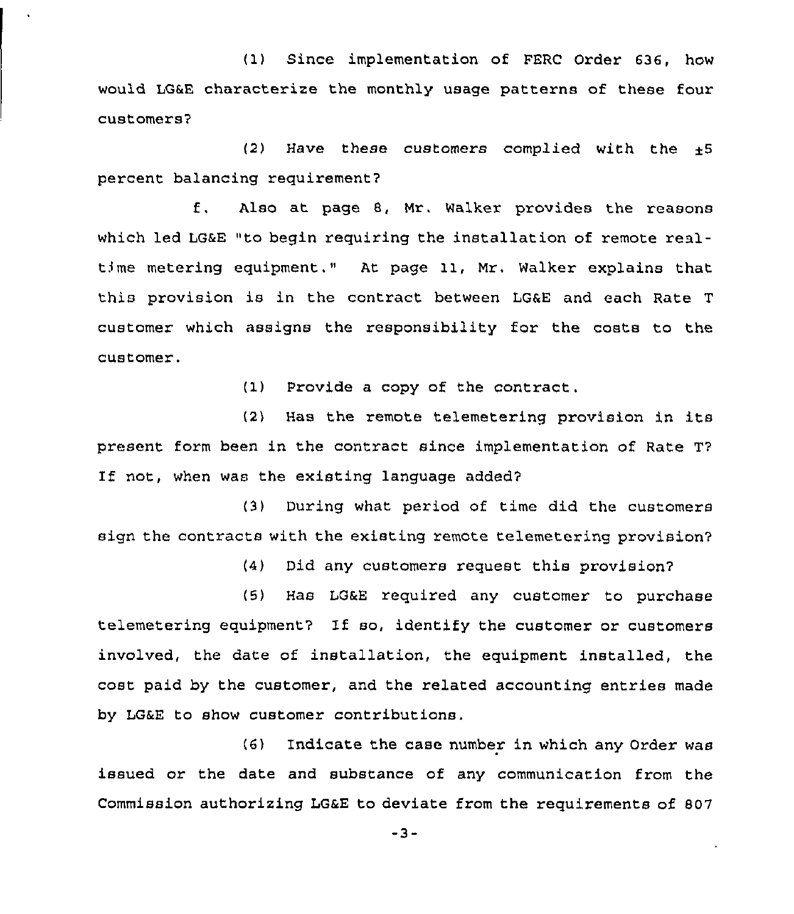(1) Since implementation of FERC Order 636, how would LG&E characterize the monthly usage patterns of these four customers?

(2) Have these customers complied with the ±5 percent balancing requirement?

f. Also at page 8, Mr. Walker provides the reasons which led LG&E "to begin requiring the installation of remote real-time metering equipment." At page 11, Mr. Walker explains that this provision is in the contract between LG&E and each Rate T customer which assigns the responsibility for the costs to the customer.

(1) Provide a copy of the contract.

(2) Has the remote telemetering provision in its present form been in the contract since implementation of Rate T? If not, when was the existing language added?

(3) During what period of time did the customers sign the contracts with the existing remote telemetering provision?

(4) Did any customers request this provision?

(5) Has LG&E required any customer to purchase telemetering equipment? If so, identify the customer or customers involved, the date of installation, the equipment installed, the cost paid by the customer, and the related accounting entries made by LG&E to show customer contributions.

(6) Indicate the case number in which any Order was issued or the date and substance of any communication from the Commission authorizing LG&E to deviate from the requirements of 807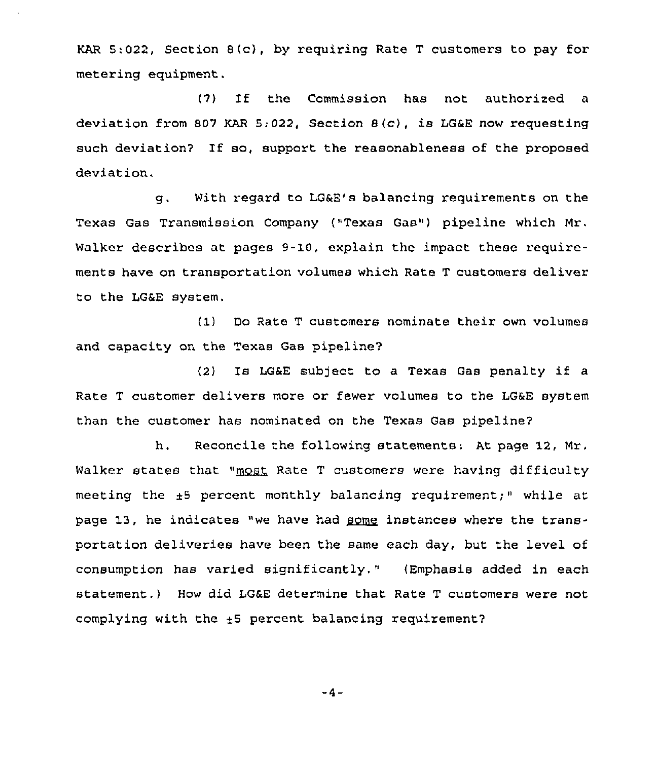KAR 5:022, Section 8(c), by requiring Rate T customers to pay for metering equipment.

(7) If the Commission has not authorized a deviation from 807 KAR 5:022, Section 8(c), is LG&E now requesting such deviation? If so, support the reasonableness of the proposed deviation.

g. With regard to LG&E's balancing requirements on the Texas Gas Transmission Company ("Texas Gas") pipeline which Mr. Walker describes at pages 9-10, explain the impact these requirements have on transportation volumes which Rate T customers deliver to the LG&E system.

(1) Do Rate T customers nominate their own volumes and capacity on the Texas Gas pipeline?

(2) Is LG&E subject to a Texas Gas penalty if a Rate T customer delivers more or fewer volumes to the LG&E system than the customer has nominated on the Texas Gas pipeline?

h. Reconcile the following statements: At page 12, Mr. Walker states that "most Rate T customers were having difficulty meeting the ±5 percent monthly balancing requirement;" while at page 13, he indicates "we have had some instances where the transportation deliveries have been the same each day, but the level of consumption has varied significantly." (Emphasis added in each statement.) How did LG&E determine that Rate T customers were not complying with the ±5 percent balancing requirement?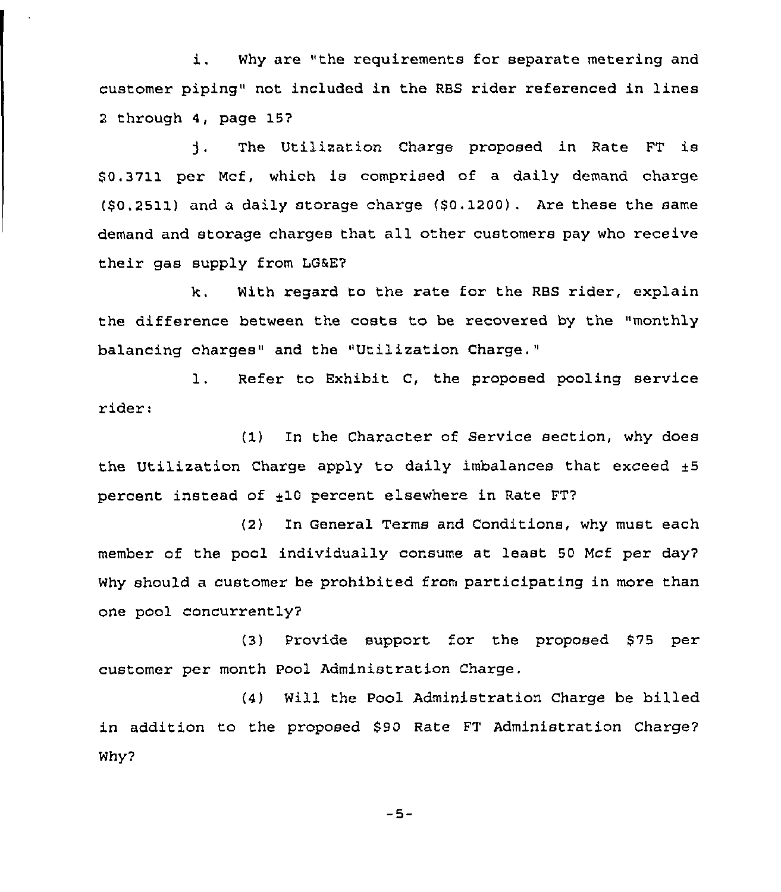i. Why are "the requirements for separate metering and customer piping" not included in the RBS rider referenced in lines 2 through 4, page 15?

j. The Utilization Charge proposed in Rate FT is $0.3711 per Mcf, which is comprised of a daily demand charge ($0.2511) and a daily storage charge ($0.1200). Are these the same demand and storage charges that all other customers pay who receive their gas supply from LG&E?

k. With regard to the rate for the RBS rider, explain the difference between the costs to be recovered by the "monthly balancing charges" and the "Utilization Charge."

l. Refer to Exhibit C, the proposed pooling service rider:

(1) In the Character of Service section, why does the Utilization Charge apply to daily imbalances that exceed ±5 percent instead of ±10 percent elsewhere in Rate FT?

(2) In General Terms and Conditions, why must each member of the pool individually consume at least 50 Mcf per day? Why should a customer be prohibited from participating in more than one pool concurrently?

(3) Provide support for the proposed $75 per customer per month Pool Administration Charge.

(4) Will the Pool Administration Charge be billed in addition to the proposed $90 Rate FT Administration Charge? Why?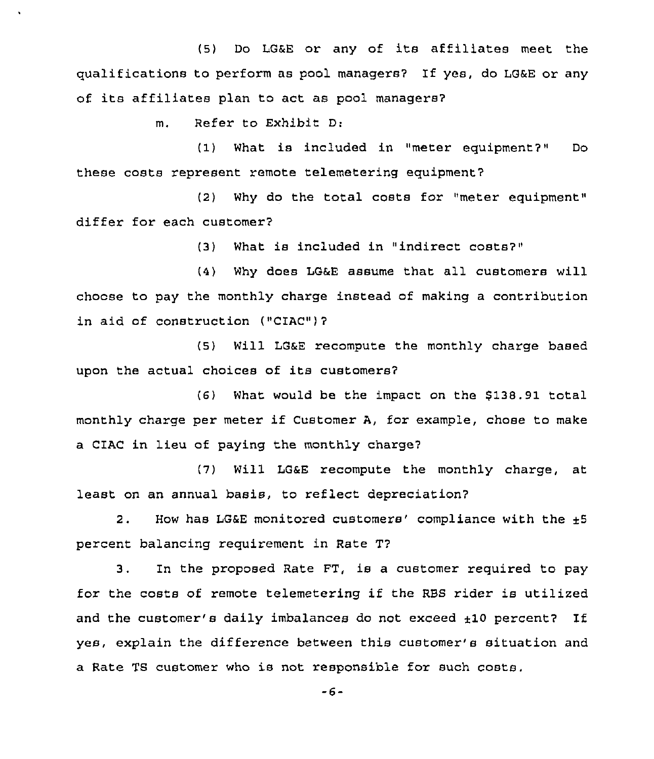(5) Do LG&E or any of its affiliates meet the qualifications to perform as pool managers? If yes, do LG&E or any of its affiliates plan to act as pool managers?

m. Refer to Exhibit D:

(1) What is included in "meter equipment?" Do these costs represent remote telemetering equipment?

(2) Why do the total costs for "meter equipment" differ for each customer?

(3) What is included in "indirect costs?"

(4) Why does LG&E assume that all customers will choose to pay the monthly charge instead of making a contribution in aid of construction ("CIAC")?

(5) Will LG&E recompute the monthly charge based upon the actual choices of its customers?

(6) What would be the impact on the $138.91 total monthly charge per meter if Customer A, for example, chose to make a CIAC in lieu of paying the monthly charge?

(7) Will LG&E recompute the monthly charge, at least on an annual basis, to reflect depreciation?

2. How has LG&E monitored customers' compliance with the ±5 percent balancing requirement in Rate T?

3. In the proposed Rate FT, is a customer required to pay for the costs of remote telemetering if the RBS rider is utilized and the customer's daily imbalances do not exceed ±10 percent? If yes, explain the difference between this customer's situation and a Rate TS customer who is not responsible for such costs.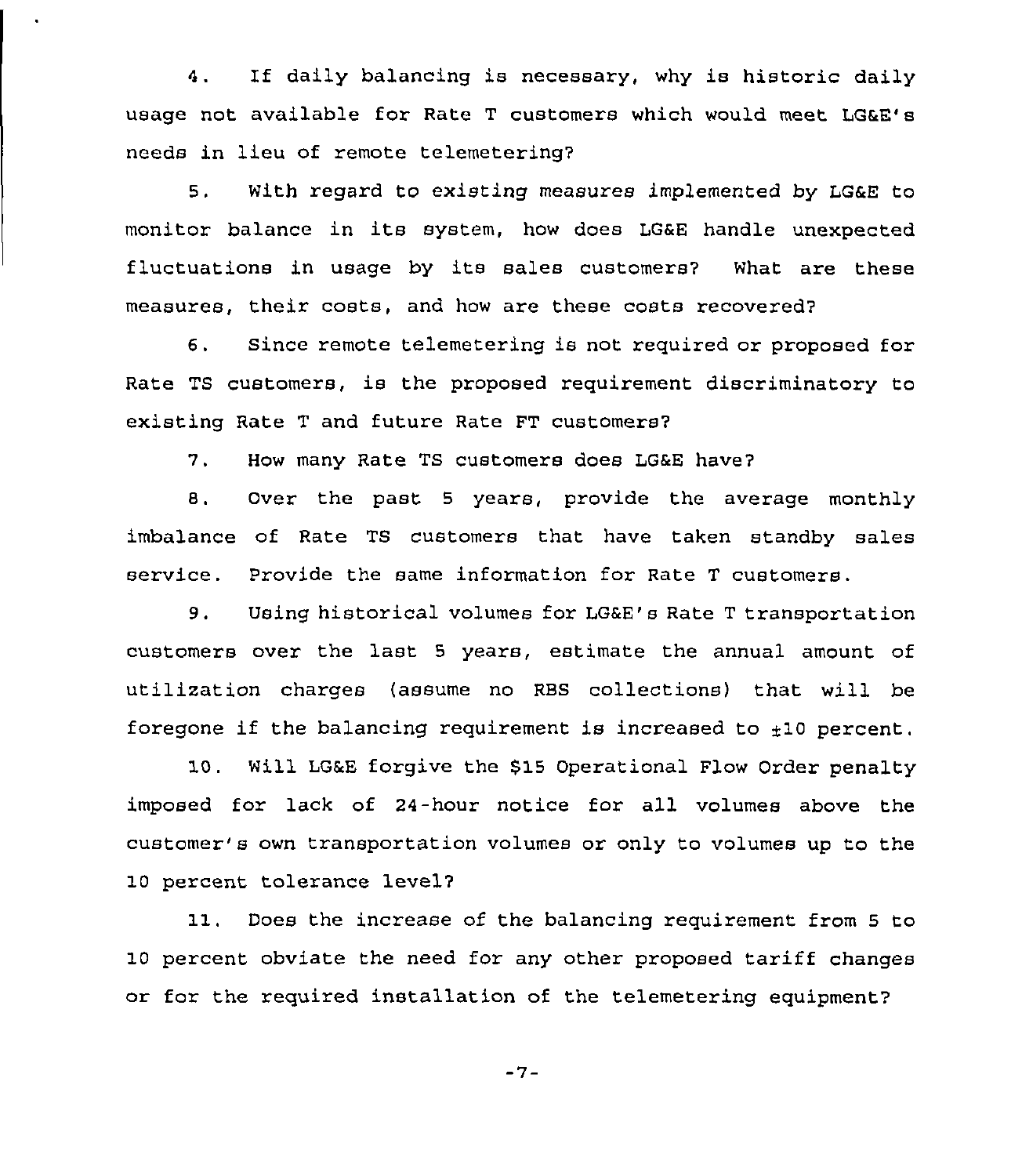4. If daily balancing is necessary, why is historic daily usage not available for Rate T customers which would meet LG&E's needs in lieu of remote telemetering?

5. With regard to existing measures implemented by LG&E to monitor balance in its system, how does LG&E handle unexpected fluctuations in usage by its sales customers? What are these measures, their costs, and how are these costs recovered?

6. Since remote telemetering is not required or proposed for Rate TS customers, is the proposed requirement discriminatory to existing Rate T and future Rate FT customers?

7. How many Rate TS customers does LG&E have?

8. Over the past 5 years, provide the average monthly imbalance of Rate TS customers that have taken standby sales service. Provide the same information for Rate T customers.

9. Using historical volumes for LG&E's Rate T transportation customers over the last 5 years, estimate the annual amount of utilization charges (assume no RBS collections) that will be foregone if the balancing requirement is increased to $\pm$10 percent.

10. Will LG&E forgive the $15 Operational Flow Order penalty imposed for lack of 24-hour notice for all volumes above the customer's own transportation volumes or only to volumes up to the 10 percent tolerance level?

11. Does the increase of the balancing requirement from 5 to 10 percent obviate the need for any other proposed tariff changes or for the required installation of the telemetering equipment?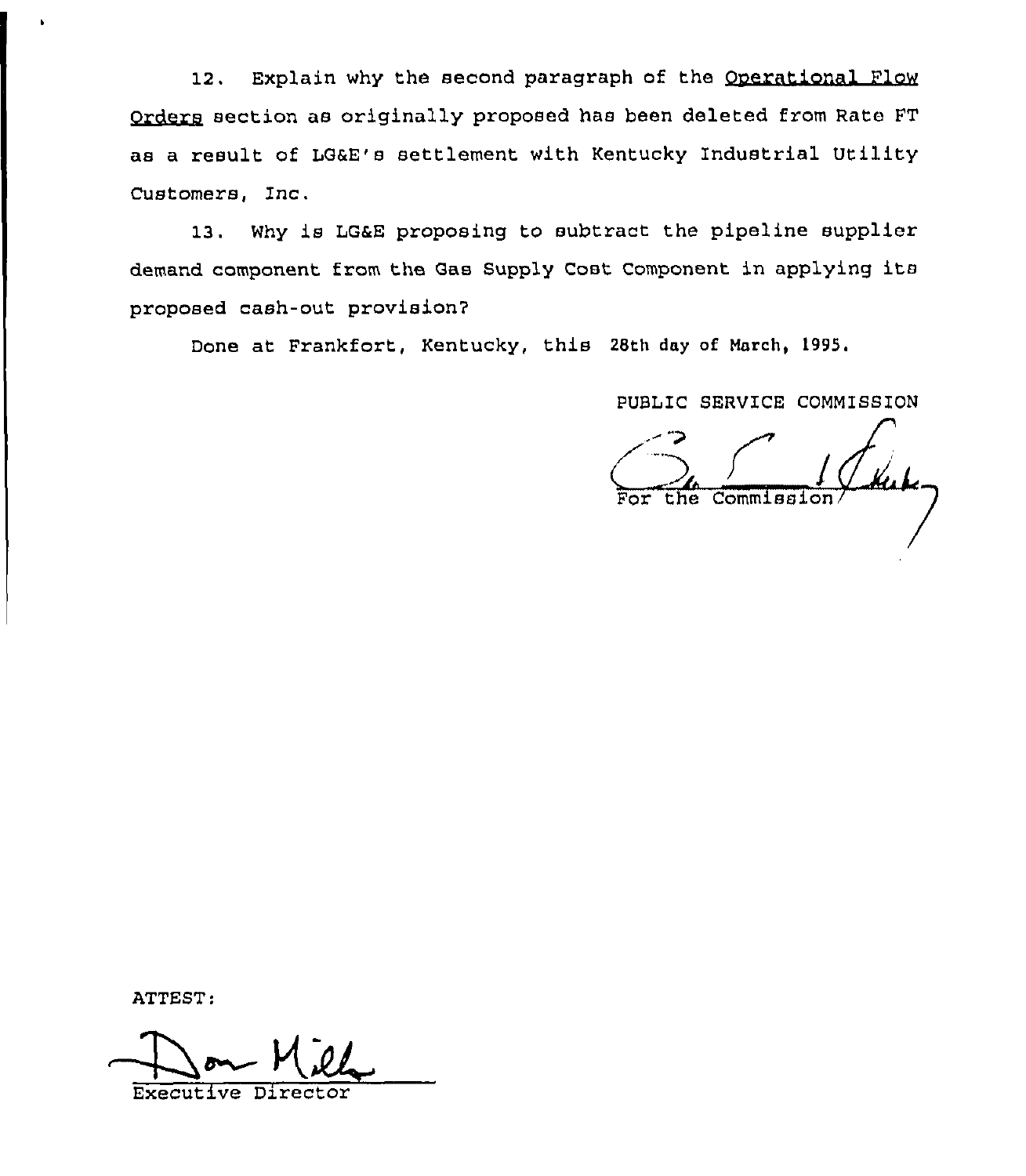12. Explain why the second paragraph of the Operational Flow Orders section as originally proposed has been deleted from Rate FT as a result of LG&E's settlement with Kentucky Industrial Utility Customers, Inc.

13. Why is LG&E proposing to subtract the pipeline supplier demand component from the Gas Supply Cost Component in applying its proposed cash-out provision?

Done at Frankfort, Kentucky, this 28th day of March, 1995.

PUBLIC SERVICE COMMISSION

For the Commission

ATTEST:

Executive Director